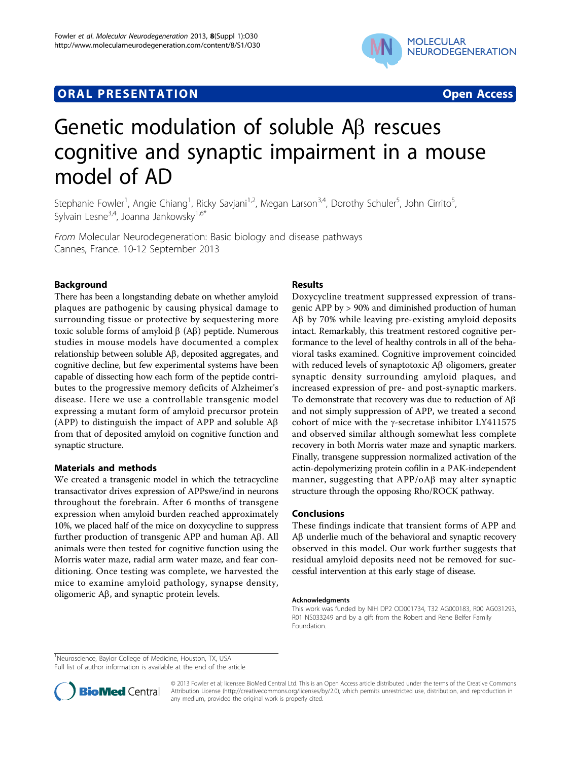# ORAL PRESENTATION

Open Access

# Genetic modulation of soluble Aβ rescues cognitive and synaptic impairment in a mouse model of AD

Stephanie Fowler[1], Angie Chiang[1], Ricky Savjani[1,2], Megan Larson[3,4], Dorothy Schuler[5], John Cirrito[5], Sylvain Lesne[3,4], Joanna Jankowsky[1,6*]

*From* Molecular Neurodegeneration: Basic biology and disease pathways
Cannes, France. 10-12 September 2013

## Background

There has been a longstanding debate on whether amyloid plaques are pathogenic by causing physical damage to surrounding tissue or protective by sequestering more toxic soluble forms of amyloid β (Aβ) peptide. Numerous studies in mouse models have documented a complex relationship between soluble Aβ, deposited aggregates, and cognitive decline, but few experimental systems have been capable of dissecting how each form of the peptide contributes to the progressive memory deficits of Alzheimer's disease. Here we use a controllable transgenic model expressing a mutant form of amyloid precursor protein (APP) to distinguish the impact of APP and soluble Aβ from that of deposited amyloid on cognitive function and synaptic structure.

## Materials and methods

We created a transgenic model in which the tetracycline transactivator drives expression of APPswe/ind in neurons throughout the forebrain. After 6 months of transgene expression when amyloid burden reached approximately 10%, we placed half of the mice on doxycycline to suppress further production of transgenic APP and human Aβ. All animals were then tested for cognitive function using the Morris water maze, radial arm water maze, and fear conditioning. Once testing was complete, we harvested the mice to examine amyloid pathology, synapse density, oligomeric Aβ, and synaptic protein levels.

## Results

Doxycycline treatment suppressed expression of transgenic APP by > 90% and diminished production of human Aβ by 70% while leaving pre-existing amyloid deposits intact. Remarkably, this treatment restored cognitive performance to the level of healthy controls in all of the behavioral tasks examined. Cognitive improvement coincided with reduced levels of synaptotoxic Aβ oligomers, greater synaptic density surrounding amyloid plaques, and increased expression of pre- and post-synaptic markers. To demonstrate that recovery was due to reduction of Aβ and not simply suppression of APP, we treated a second cohort of mice with the γ-secretase inhibitor LY411575 and observed similar although somewhat less complete recovery in both Morris water maze and synaptic markers. Finally, transgene suppression normalized activation of the actin-depolymerizing protein cofilin in a PAK-independent manner, suggesting that APP/oAβ may alter synaptic structure through the opposing Rho/ROCK pathway.

## Conclusions

These findings indicate that transient forms of APP and Aβ underlie much of the behavioral and synaptic recovery observed in this model. Our work further suggests that residual amyloid deposits need not be removed for successful intervention at this early stage of disease.

#### Acknowledgments

This work was funded by NIH DP2 OD001734, T32 AG000183, R00 AG031293, R01 NS033249 and by a gift from the Robert and Rene Belfer Family Foundation.

[1]Neuroscience, Baylor College of Medicine, Houston, TX, USA
Full list of author information is available at the end of the article

© 2013 Fowler et al; licensee BioMed Central Ltd. This is an Open Access article distributed under the terms of the Creative Commons Attribution License (http://creativecommons.org/licenses/by/2.0), which permits unrestricted use, distribution, and reproduction in any medium, provided the original work is properly cited.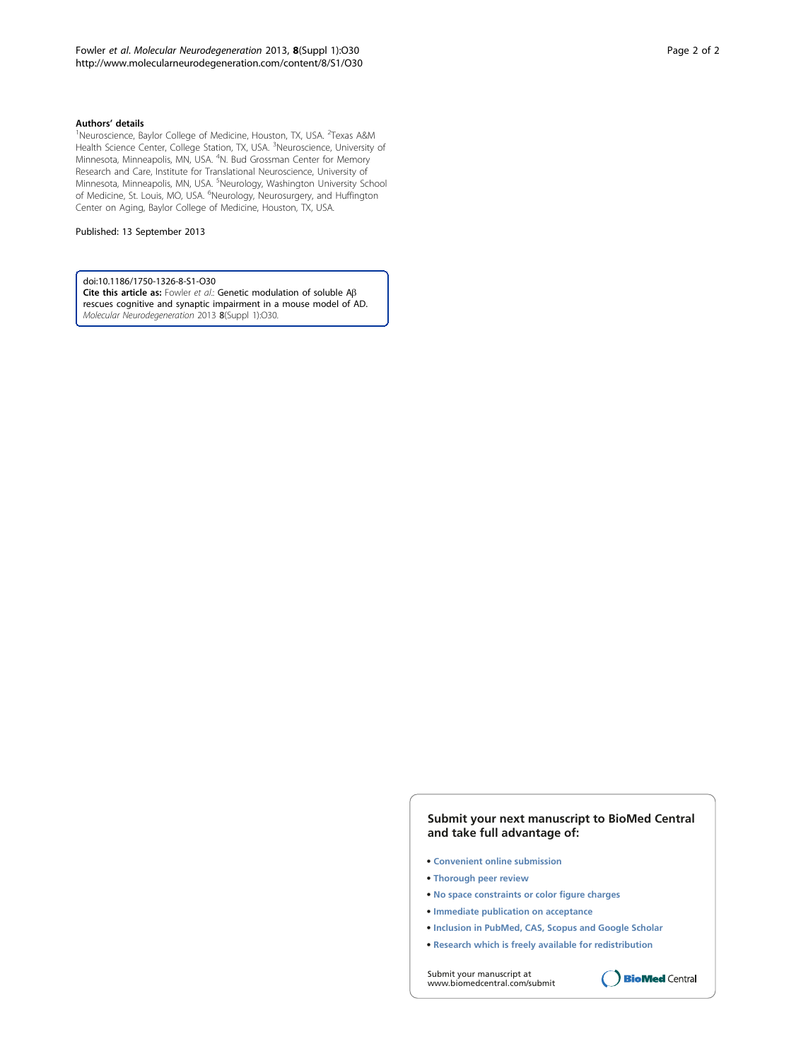#### Authors' details

[1]Neuroscience, Baylor College of Medicine, Houston, TX, USA. [2]Texas A&M Health Science Center, College Station, TX, USA. [3]Neuroscience, University of Minnesota, Minneapolis, MN, USA. [4]N. Bud Grossman Center for Memory Research and Care, Institute for Translational Neuroscience, University of Minnesota, Minneapolis, MN, USA. [5]Neurology, Washington University School of Medicine, St. Louis, MO, USA. [6]Neurology, Neurosurgery, and Huffington Center on Aging, Baylor College of Medicine, Houston, TX, USA.

Published: 13 September 2013

doi:10.1186/1750-1326-8-S1-O30
**Cite this article as:** Fowler *et al.*: Genetic modulation of soluble Aβ rescues cognitive and synaptic impairment in a mouse model of AD. *Molecular Neurodegeneration* 2013 **8**(Suppl 1):O30.

**Submit your next manuscript to BioMed Central and take full advantage of:**

- **Convenient online submission**
- **Thorough peer review**
- **No space constraints or color figure charges**
- **Immediate publication on acceptance**
- **Inclusion in PubMed, CAS, Scopus and Google Scholar**
- **Research which is freely available for redistribution**

Submit your manuscript at
www.biomedcentral.com/submit

BioMed Central